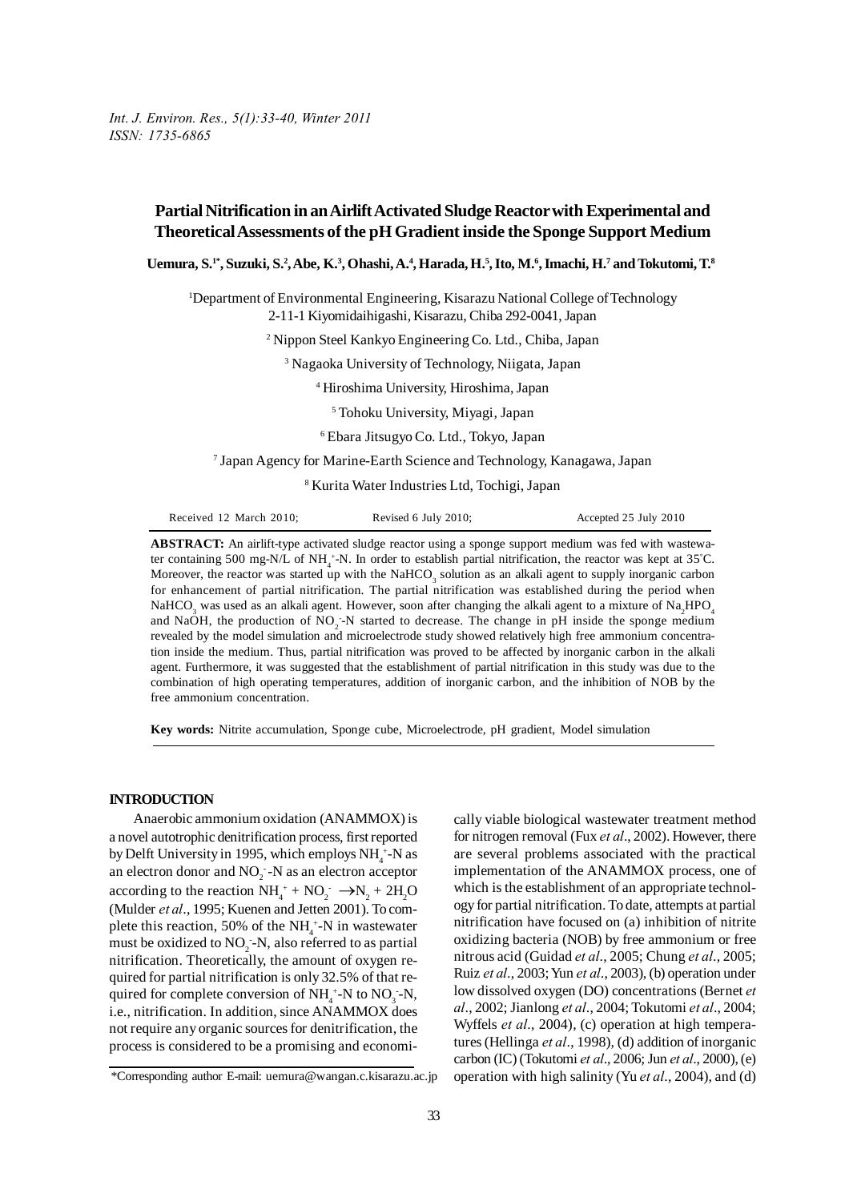# Partial Nitrification in an Airlift Activated Sludge Reactor with Experimental and Theoretical Assessments of the pH Gradient inside the Sponge Support Medium

**Uemura, S.[1*], Suzuki, S.[2], Abe, K.[3], Ohashi, A.[4], Harada, H.[5], Ito, M.[6], Imachi, H.[7] and Tokutomi, T.[8]**

[1]Department of Environmental Engineering, Kisarazu National College of Technology 2-11-1 Kiyomidaihigashi, Kisarazu, Chiba 292-0041, Japan

[2] Nippon Steel Kankyo Engineering Co. Ltd., Chiba, Japan

[3] Nagaoka University of Technology, Niigata, Japan

[4] Hiroshima University, Hiroshima, Japan

[5] Tohoku University, Miyagi, Japan

[6] Ebara Jitsugyo Co. Ltd., Tokyo, Japan

[7] Japan Agency for Marine-Earth Science and Technology, Kanagawa, Japan

[8] Kurita Water Industries Ltd, Tochigi, Japan

Received 12 March 2010; Revised 6 July 2010; Accepted 25 July 2010

**ABSTRACT:** An airlift-type activated sludge reactor using a sponge support medium was fed with wastewater containing 500 mg-N/L of $NH_4^+$-N. In order to establish partial nitrification, the reactor was kept at 35°C. Moreover, the reactor was started up with the $NaHCO_3$ solution as an alkali agent to supply inorganic carbon for enhancement of partial nitrification. The partial nitrification was established during the period when $NaHCO_3$ was used as an alkali agent. However, soon after changing the alkali agent to a mixture of $Na_2HPO_4$ and NaOH, the production of $NO_2^-$-N started to decrease. The change in pH inside the sponge medium revealed by the model simulation and microelectrode study showed relatively high free ammonium concentration inside the medium. Thus, partial nitrification was proved to be affected by inorganic carbon in the alkali agent. Furthermore, it was suggested that the establishment of partial nitrification in this study was due to the combination of high operating temperatures, addition of inorganic carbon, and the inhibition of NOB by the free ammonium concentration.

**Key words:** Nitrite accumulation, Sponge cube, Microelectrode, pH gradient, Model simulation

## INTRODUCTION

Anaerobic ammonium oxidation (ANAMMOX) is a novel autotrophic denitrification process, first reported by Delft University in 1995, which employs $NH_4^+$-N as an electron donor and $NO_2^-$-N as an electron acceptor according to the reaction $NH_4^+ + NO_2^- \rightarrow N_2 + 2H_2O$ (Mulder *et al*., 1995; Kuenen and Jetten 2001). To complete this reaction, 50% of the $NH_4^+$-N in wastewater must be oxidized to $NO_2^-$-N, also referred to as partial nitrification. Theoretically, the amount of oxygen required for partial nitrification is only 32.5% of that required for complete conversion of $NH_4^+$-N to $NO_3^-$-N, i.e., nitrification. In addition, since ANAMMOX does not require any organic sources for denitrification, the process is considered to be a promising and economically viable biological wastewater treatment method for nitrogen removal (Fux *et al*., 2002). However, there are several problems associated with the practical implementation of the ANAMMOX process, one of which is the establishment of an appropriate technology for partial nitrification. To date, attempts at partial nitrification have focused on (a) inhibition of nitrite oxidizing bacteria (NOB) by free ammonium or free nitrous acid (Guidad *et al*., 2005; Chung *et al*., 2005; Ruiz *et al*., 2003; Yun *et al*., 2003), (b) operation under low dissolved oxygen (DO) concentrations (Bernet *et al*., 2002; Jianlong *et al*., 2004; Tokutomi *et al*., 2004; Wyffels *et al*., 2004), (c) operation at high temperatures (Hellinga *et al*., 1998), (d) addition of inorganic carbon (IC) (Tokutomi *et al*., 2006; Jun *et al*., 2000), (e) operation with high salinity (Yu *et al*., 2004), and (d)

*Corresponding author E-mail: uemura@wangan.c.kisarazu.ac.jp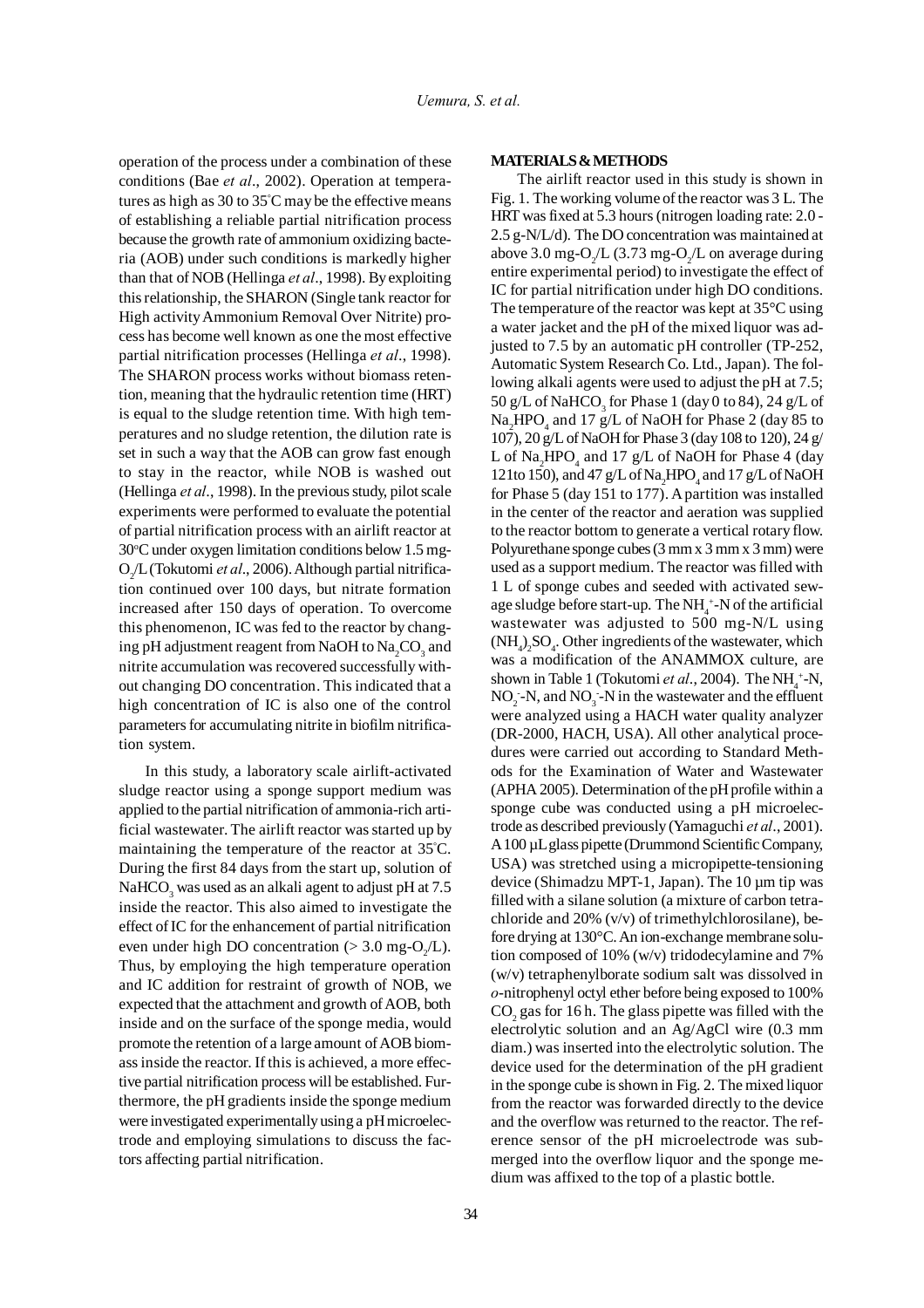operation of the process under a combination of these conditions (Bae *et al*., 2002). Operation at temperatures as high as 30 to 35°C may be the effective means of establishing a reliable partial nitrification process because the growth rate of ammonium oxidizing bacteria (AOB) under such conditions is markedly higher than that of NOB (Hellinga *et al*., 1998). By exploiting this relationship, the SHARON (Single tank reactor for High activity Ammonium Removal Over Nitrite) process has become well known as one the most effective partial nitrification processes (Hellinga *et al*., 1998). The SHARON process works without biomass retention, meaning that the hydraulic retention time (HRT) is equal to the sludge retention time. With high temperatures and no sludge retention, the dilution rate is set in such a way that the AOB can grow fast enough to stay in the reactor, while NOB is washed out (Hellinga *et al*., 1998). In the previous study, pilot scale experiments were performed to evaluate the potential of partial nitrification process with an airlift reactor at 30°C under oxygen limitation conditions below 1.5 mg-$O_2$/L (Tokutomi *et al*., 2006). Although partial nitrification continued over 100 days, but nitrate formation increased after 150 days of operation. To overcome this phenomenon, IC was fed to the reactor by changing pH adjustment reagent from NaOH to $Na_2CO_3$ and nitrite accumulation was recovered successfully without changing DO concentration. This indicated that a high concentration of IC is also one of the control parameters for accumulating nitrite in biofilm nitrification system.

In this study, a laboratory scale airlift-activated sludge reactor using a sponge support medium was applied to the partial nitrification of ammonia-rich artificial wastewater. The airlift reactor was started up by maintaining the temperature of the reactor at 35°C. During the first 84 days from the start up, solution of $NaHCO_3$ was used as an alkali agent to adjust pH at 7.5 inside the reactor. This also aimed to investigate the effect of IC for the enhancement of partial nitrification even under high DO concentration (> 3.0 mg-$O_2$/L). Thus, by employing the high temperature operation and IC addition for restraint of growth of NOB, we expected that the attachment and growth of AOB, both inside and on the surface of the sponge media, would promote the retention of a large amount of AOB biomass inside the reactor. If this is achieved, a more effective partial nitrification process will be established. Furthermore, the pH gradients inside the sponge medium were investigated experimentally using a pH microelectrode and employing simulations to discuss the factors affecting partial nitrification.

## MATERIALS & METHODS

The airlift reactor used in this study is shown in Fig. 1. The working volume of the reactor was 3 L. The HRT was fixed at 5.3 hours (nitrogen loading rate: 2.0 - 2.5 g-N/L/d). The DO concentration was maintained at above 3.0 mg-$O_2$/L (3.73 mg-$O_2$/L on average during entire experimental period) to investigate the effect of IC for partial nitrification under high DO conditions. The temperature of the reactor was kept at 35°C using a water jacket and the pH of the mixed liquor was adjusted to 7.5 by an automatic pH controller (TP-252, Automatic System Research Co. Ltd., Japan). The following alkali agents were used to adjust the pH at 7.5; 50 g/L of $NaHCO_3$ for Phase 1 (day 0 to 84), 24 g/L of $Na_2HPO_4$ and 17 g/L of NaOH for Phase 2 (day 85 to 107), 20 g/L of NaOH for Phase 3 (day 108 to 120), 24 g/L of $Na_2HPO_4$ and 17 g/L of NaOH for Phase 4 (day 121to 150), and 47 g/L of $Na_2HPO_4$ and 17 g/L of NaOH for Phase 5 (day 151 to 177). A partition was installed in the center of the reactor and aeration was supplied to the reactor bottom to generate a vertical rotary flow. Polyurethane sponge cubes (3 mm x 3 mm x 3 mm) were used as a support medium. The reactor was filled with 1 L of sponge cubes and seeded with activated sewage sludge before start-up. The $NH_4^+$-N of the artificial wastewater was adjusted to 500 mg-N/L using $(NH_4)_2SO_4$. Other ingredients of the wastewater, which was a modification of the ANAMMOX culture, are shown in Table 1 (Tokutomi *et al*., 2004). The $NH_4^+$-N, $NO_2^-$-N, and $NO_3^-$-N in the wastewater and the effluent were analyzed using a HACH water quality analyzer (DR-2000, HACH, USA). All other analytical procedures were carried out according to Standard Methods for the Examination of Water and Wastewater (APHA 2005). Determination of the pH profile within a sponge cube was conducted using a pH microelectrode as described previously (Yamaguchi *et al*., 2001). A 100 µL glass pipette (Drummond Scientific Company, USA) was stretched using a micropipette-tensioning device (Shimadzu MPT-1, Japan). The 10 µm tip was filled with a silane solution (a mixture of carbon tetrachloride and 20% (v/v) of trimethylchlorosilane), before drying at 130°C. An ion-exchange membrane solution composed of 10% (w/v) tridodecylamine and 7% (w/v) tetraphenylborate sodium salt was dissolved in *o*-nitrophenyl octyl ether before being exposed to 100% $CO_2$ gas for 16 h. The glass pipette was filled with the electrolytic solution and an Ag/AgCl wire (0.3 mm diam.) was inserted into the electrolytic solution. The device used for the determination of the pH gradient in the sponge cube is shown in Fig. 2. The mixed liquor from the reactor was forwarded directly to the device and the overflow was returned to the reactor. The reference sensor of the pH microelectrode was submerged into the overflow liquor and the sponge medium was affixed to the top of a plastic bottle.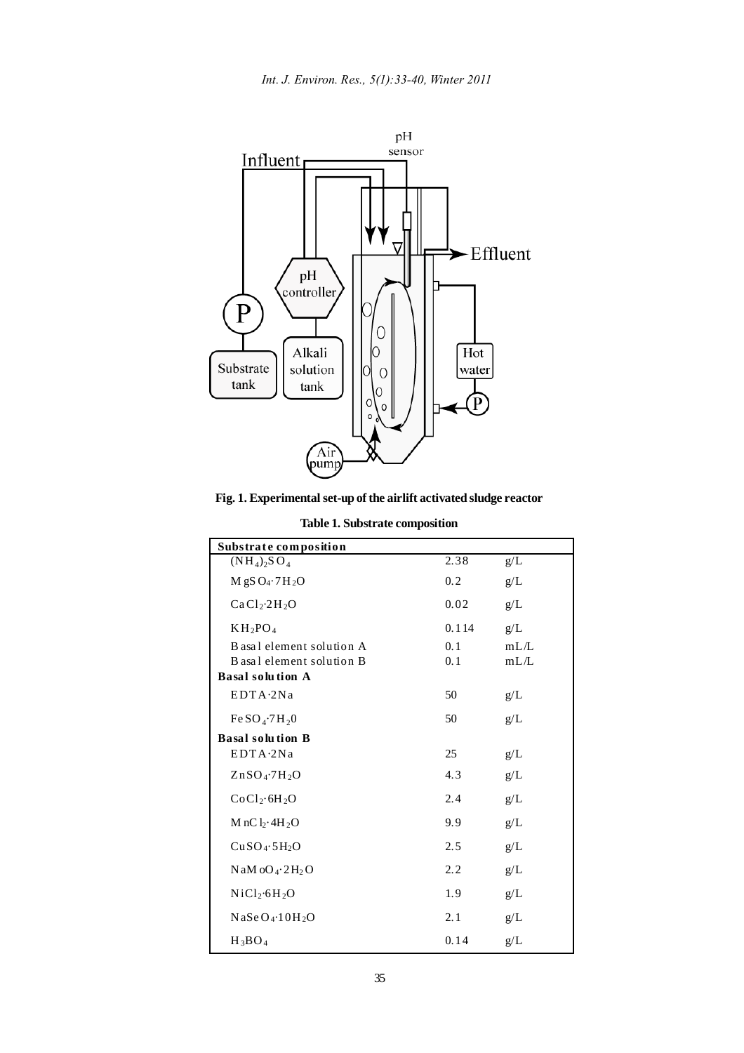**Fig. 1. Experimental set-up of the airlift activated sludge reactor**

**Table 1. Substrate composition**

| **Substrate composition** | | |
|---|---|---|
| $(NH_4)_2SO_4$ | 2.38 | g/L |
| $MgSO_4 \cdot 7H_2O$ | 0.2 | g/L |
| $CaCl_2 \cdot 2H_2O$ | 0.02 | g/L |
| $KH_2PO_4$ | 0.114 | g/L |
| Basal element solution A | 0.1 | mL/L |
| Basal element solution B | 0.1 | mL/L |
| **Basal solution A** | | |
| EDTA·2Na | 50 | g/L |
| $FeSO_4 \cdot 7H_20$ | 50 | g/L |
| **Basal solution B** | | |
| EDTA·2Na | 25 | g/L |
| $ZnSO_4 \cdot 7H_2O$ | 4.3 | g/L |
| $CoCl_2 \cdot 6H_2O$ | 2.4 | g/L |
| $MnCl_2 \cdot 4H_2O$ | 9.9 | g/L |
| $CuSO_4 \cdot 5H_2O$ | 2.5 | g/L |
| $NaMoO_4 \cdot 2H_2O$ | 2.2 | g/L |
| $NiCl_2 \cdot 6H_2O$ | 1.9 | g/L |
| $NaSeO_4 \cdot 10H_2O$ | 2.1 | g/L |
| $H_3BO_4$ | 0.14 | g/L |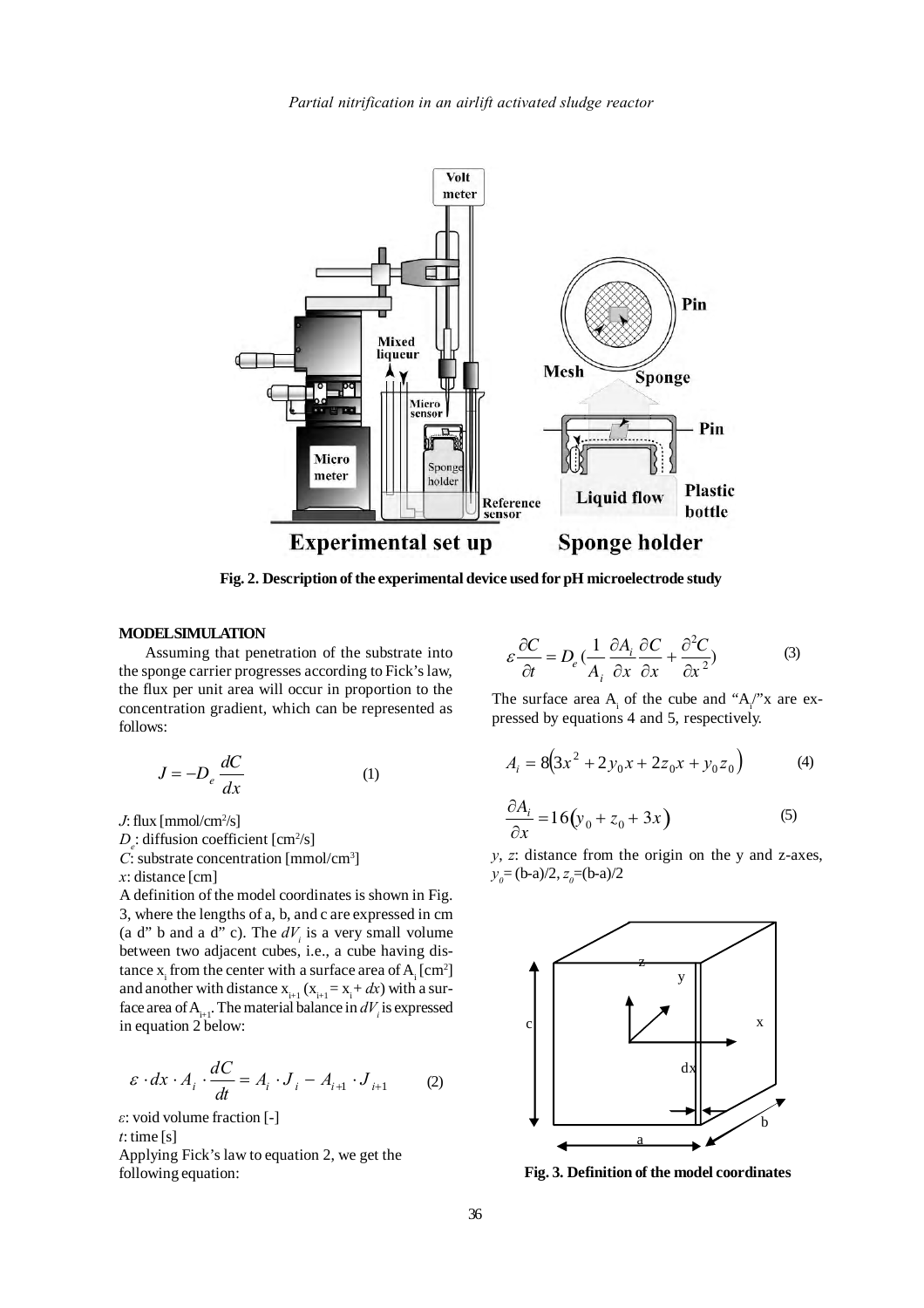**Fig. 2. Description of the experimental device used for pH microelectrode study**

## MODEL SIMULATION

Assuming that penetration of the substrate into the sponge carrier progresses according to Fick's law, the flux per unit area will occur in proportion to the concentration gradient, which can be represented as follows:

$$J = -D_e \frac{dC}{dx} \qquad (1)$$

$J$: flux [mmol/cm$^2$/s]

$D_e$: diffusion coefficient [cm$^2$/s]

$C$: substrate concentration [mmol/cm$^3$]

$x$: distance [cm]

A definition of the model coordinates is shown in Fig. 3, where the lengths of a, b, and c are expressed in cm (a d" b and a d" c). The $dV_i$ is a very small volume between two adjacent cubes, i.e., a cube having distance $x_i$ from the center with a surface area of $A_i$ [cm$^2$] and another with distance $x_{i+1}$ ($x_{i+1} = x_i + dx$) with a surface area of $A_{i+1}$. The material balance in $dV_i$ is expressed in equation 2 below:

$$\varepsilon \cdot dx \cdot A_i \cdot \frac{dC}{dt} = A_i \cdot J_i - A_{i+1} \cdot J_{i+1} \qquad (2)$$

$\varepsilon$: void volume fraction [-]

$t$: time [s]

Applying Fick's law to equation 2, we get the following equation:

$$\varepsilon \frac{\partial C}{\partial t} = D_e \left( \frac{1}{A_i} \frac{\partial A_i}{\partial x} \frac{\partial C}{\partial x} + \frac{\partial^2 C}{\partial x^2} \right) \qquad (3)$$

The surface area $A_i$ of the cube and "$A_i$/"x are expressed by equations 4 and 5, respectively.

$$A_i = 8\left(3x^2 + 2y_0 x + 2z_0 x + y_0 z_0\right) \qquad (4)$$

$$\frac{\partial A_i}{\partial x} = 16\left(y_0 + z_0 + 3x\right) \qquad (5)$$

$y$, $z$: distance from the origin on the y and z-axes, $y_0 = (b-a)/2$, $z_0 = (b-a)/2$

**Fig. 3. Definition of the model coordinates**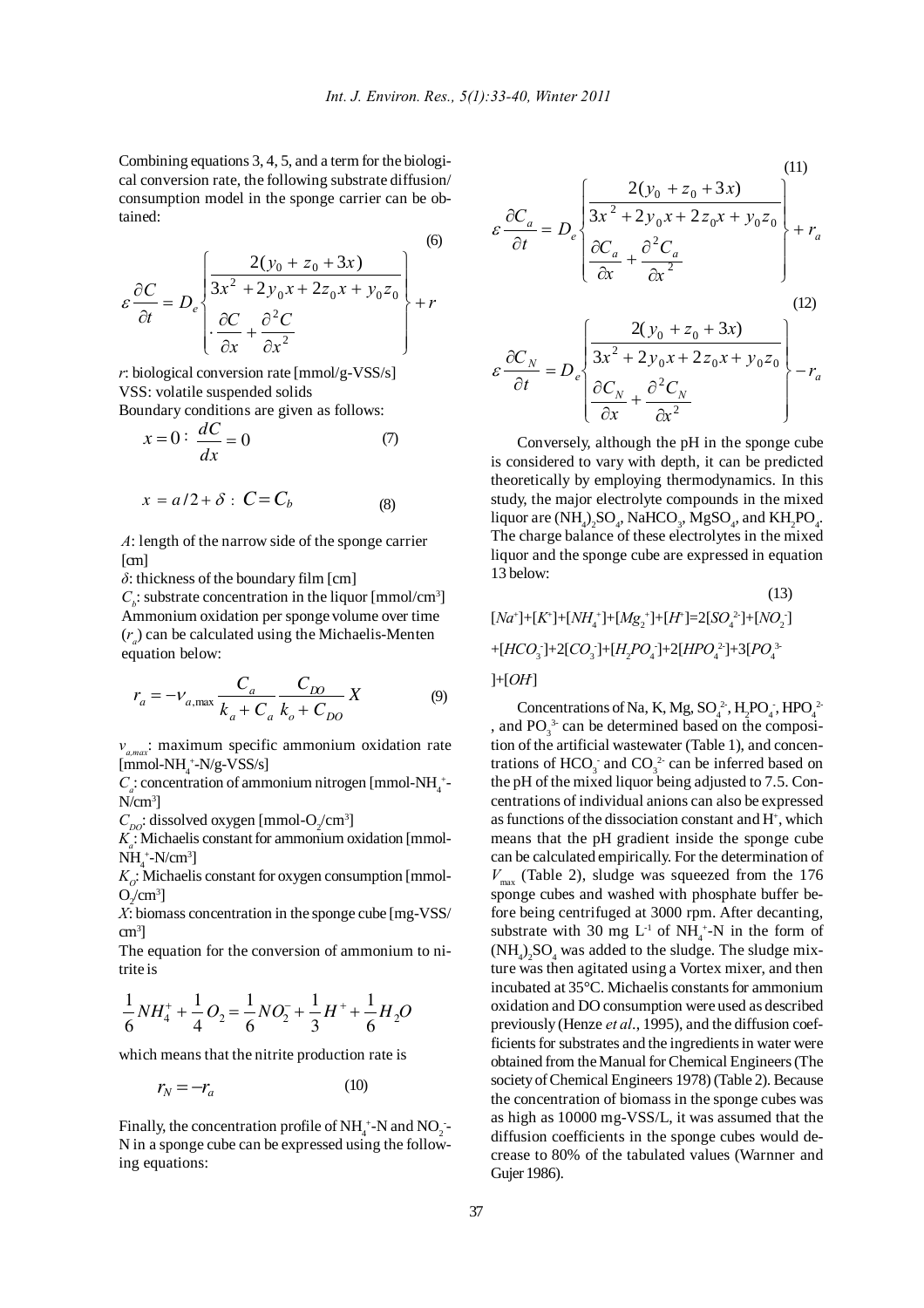Combining equations 3, 4, 5, and a term for the biological conversion rate, the following substrate diffusion/consumption model in the sponge carrier can be obtained:

$$\varepsilon \frac{\partial C}{\partial t} = D_e \left\{ \frac{2(y_0 + z_0 + 3x)}{3x^2 + 2y_0 x + 2z_0 x + y_0 z_0} \cdot \frac{\partial C}{\partial x} + \frac{\partial^2 C}{\partial x^2} \right\} + r \tag{6}$$

$r$: biological conversion rate [mmol/g-VSS/s]
VSS: volatile suspended solids
Boundary conditions are given as follows:

$$x = 0: \frac{dC}{dx} = 0 \tag{7}$$

$$x = a/2 + \delta: C = C_b \tag{8}$$

$A$: length of the narrow side of the sponge carrier [cm]
$\delta$: thickness of the boundary film [cm]
$C_b$: substrate concentration in the liquor [mmol/cm$^3$]
Ammonium oxidation per sponge volume over time ($r_a$) can be calculated using the Michaelis-Menten equation below:

$$r_a = -v_{a,\max} \frac{C_a}{k_a + C_a} \frac{C_{DO}}{k_o + C_{DO}} X \tag{9}$$

$v_{a,max}$: maximum specific ammonium oxidation rate [mmol-$NH_4^+$-N/g-VSS/s]
$C_a$: concentration of ammonium nitrogen [mmol-$NH_4^+$-N/cm$^3$]
$C_{DO}$: dissolved oxygen [mmol-$O_2$/cm$^3$]
$K_a$: Michaelis constant for ammonium oxidation [mmol-$NH_4^+$-N/cm$^3$]
$K_O$: Michaelis constant for oxygen consumption [mmol-$O_2$/cm$^3$]
$X$: biomass concentration in the sponge cube [mg-VSS/cm$^3$]
The equation for the conversion of ammonium to nitrite is

$$\frac{1}{6}NH_4^+ + \frac{1}{4}O_2 = \frac{1}{6}NO_2^- + \frac{1}{3}H^+ + \frac{1}{6}H_2O$$

which means that the nitrite production rate is

$$r_N = -r_a \tag{10}$$

Finally, the concentration profile of $NH_4^+$-N and $NO_2^-$-N in a sponge cube can be expressed using the following equations:

$$\varepsilon \frac{\partial C_a}{\partial t} = D_e \left\{ \frac{2(y_0 + z_0 + 3x)}{3x^2 + 2y_0 x + 2z_0 x + y_0 z_0} \frac{\partial C_a}{\partial x} + \frac{\partial^2 C_a}{\partial x^2} \right\} + r_a \tag{11}$$

$$\varepsilon \frac{\partial C_N}{\partial t} = D_e \left\{ \frac{2(y_0 + z_0 + 3x)}{3x^2 + 2y_0 x + 2z_0 x + y_0 z_0} \frac{\partial C_N}{\partial x} + \frac{\partial^2 C_N}{\partial x^2} \right\} - r_a \tag{12}$$

Conversely, although the pH in the sponge cube is considered to vary with depth, it can be predicted theoretically by employing thermodynamics. In this study, the major electrolyte compounds in the mixed liquor are $(NH_4)_2SO_4$, $NaHCO_3$, $MgSO_4$, and $KH_2PO_4$. The charge balance of these electrolytes in the mixed liquor and the sponge cube are expressed in equation 13 below:

$$[Na^+]+[K^+]+[NH_4^+]+[Mg_2^+]+[H^+]=2[SO_4^{2-}]+[NO_2^-]+[HCO_3^-]+2[CO_3^-]+[H_2PO_4^-]+2[HPO_4^{2-}]+3[PO_4^{3-}]+[OH^-] \tag{13}$$

Concentrations of Na, K, Mg, $SO_4^{2-}$, $H_2PO_4^-$, $HPO_4^{2-}$, and $PO_3^{3-}$ can be determined based on the composition of the artificial wastewater (Table 1), and concentrations of $HCO_3^-$ and $CO_3^{2-}$ can be inferred based on the pH of the mixed liquor being adjusted to 7.5. Concentrations of individual anions can also be expressed as functions of the dissociation constant and $H^+$, which means that the pH gradient inside the sponge cube can be calculated empirically. For the determination of $V_{\max}$ (Table 2), sludge was squeezed from the 176 sponge cubes and washed with phosphate buffer before being centrifuged at 3000 rpm. After decanting, substrate with 30 mg $L^{-1}$ of $NH_4^+$-N in the form of $(NH_4)_2SO_4$ was added to the sludge. The sludge mixture was then agitated using a Vortex mixer, and then incubated at 35°C. Michaelis constants for ammonium oxidation and DO consumption were used as described previously (Henze *et al*., 1995), and the diffusion coefficients for substrates and the ingredients in water were obtained from the Manual for Chemical Engineers (The society of Chemical Engineers 1978) (Table 2). Because the concentration of biomass in the sponge cubes was as high as 10000 mg-VSS/L, it was assumed that the diffusion coefficients in the sponge cubes would decrease to 80% of the tabulated values (Warnner and Gujer 1986).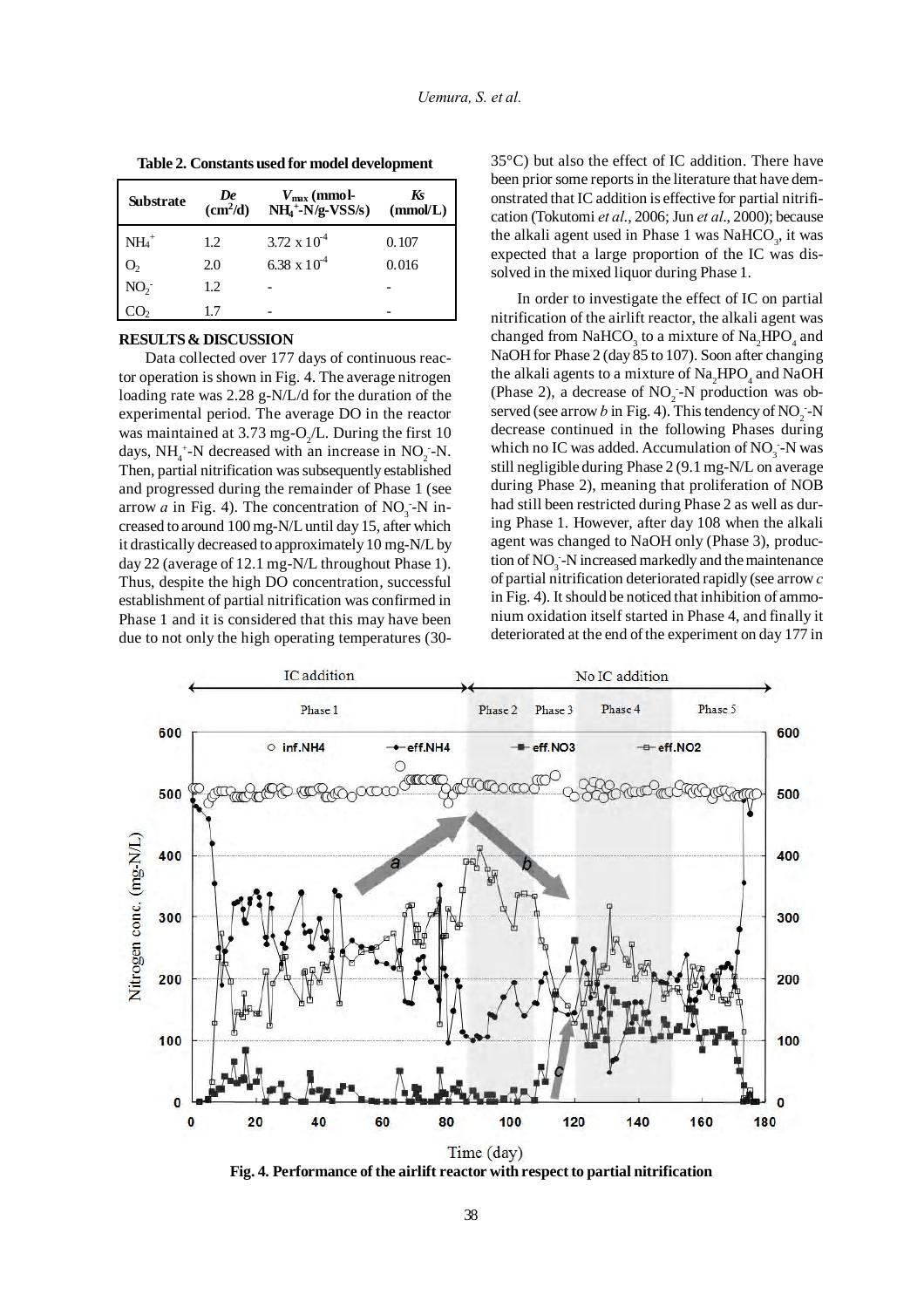**Table 2. Constants used for model development**

| Substrate | *De* ($cm^2$/d) | $V_{max}$ (mmol-$NH_4^+$-N/g-VSS/s) | *Ks* (mmol/L) |
|---|---|---|---|
| $NH_4^+$ | 1.2 | $3.72 \times 10^{-4}$ | 0.107 |
| $O_2$ | 2.0 | $6.38 \times 10^{-4}$ | 0.016 |
| $NO_2^-$ | 1.2 | - | - |
| $CO_2$ | 1.7 | - | - |

## RESULTS & DISCUSSION

Data collected over 177 days of continuous reactor operation is shown in Fig. 4. The average nitrogen loading rate was 2.28 g-N/L/d for the duration of the experimental period. The average DO in the reactor was maintained at 3.73 mg-$O_2$/L. During the first 10 days, $NH_4^+$-N decreased with an increase in $NO_2^-$-N. Then, partial nitrification was subsequently established and progressed during the remainder of Phase 1 (see arrow *a* in Fig. 4). The concentration of $NO_3^-$-N increased to around 100 mg-N/L until day 15, after which it drastically decreased to approximately 10 mg-N/L by day 22 (average of 12.1 mg-N/L throughout Phase 1). Thus, despite the high DO concentration, successful establishment of partial nitrification was confirmed in Phase 1 and it is considered that this may have been due to not only the high operating temperatures (30-35°C) but also the effect of IC addition. There have been prior some reports in the literature that have demonstrated that IC addition is effective for partial nitrification (Tokutomi *et al.*, 2006; Jun *et al.*, 2000); because the alkali agent used in Phase 1 was $NaHCO_3$, it was expected that a large proportion of the IC was dissolved in the mixed liquor during Phase 1.

In order to investigate the effect of IC on partial nitrification of the airlift reactor, the alkali agent was changed from $NaHCO_3$ to a mixture of $Na_2HPO_4$ and NaOH for Phase 2 (day 85 to 107). Soon after changing the alkali agents to a mixture of $Na_2HPO_4$ and NaOH (Phase 2), a decrease of $NO_2^-$-N production was observed (see arrow *b* in Fig. 4). This tendency of $NO_2^-$-N decrease continued in the following Phases during which no IC was added. Accumulation of $NO_3^-$-N was still negligible during Phase 2 (9.1 mg-N/L on average during Phase 2), meaning that proliferation of NOB had still been restricted during Phase 2 as well as during Phase 1. However, after day 108 when the alkali agent was changed to NaOH only (Phase 3), production of $NO_3^-$-N increased markedly and the maintenance of partial nitrification deteriorated rapidly (see arrow *c* in Fig. 4). It should be noticed that inhibition of ammonium oxidation itself started in Phase 4, and finally it deteriorated at the end of the experiment on day 177 in

**Fig. 4. Performance of the airlift reactor with respect to partial nitrification**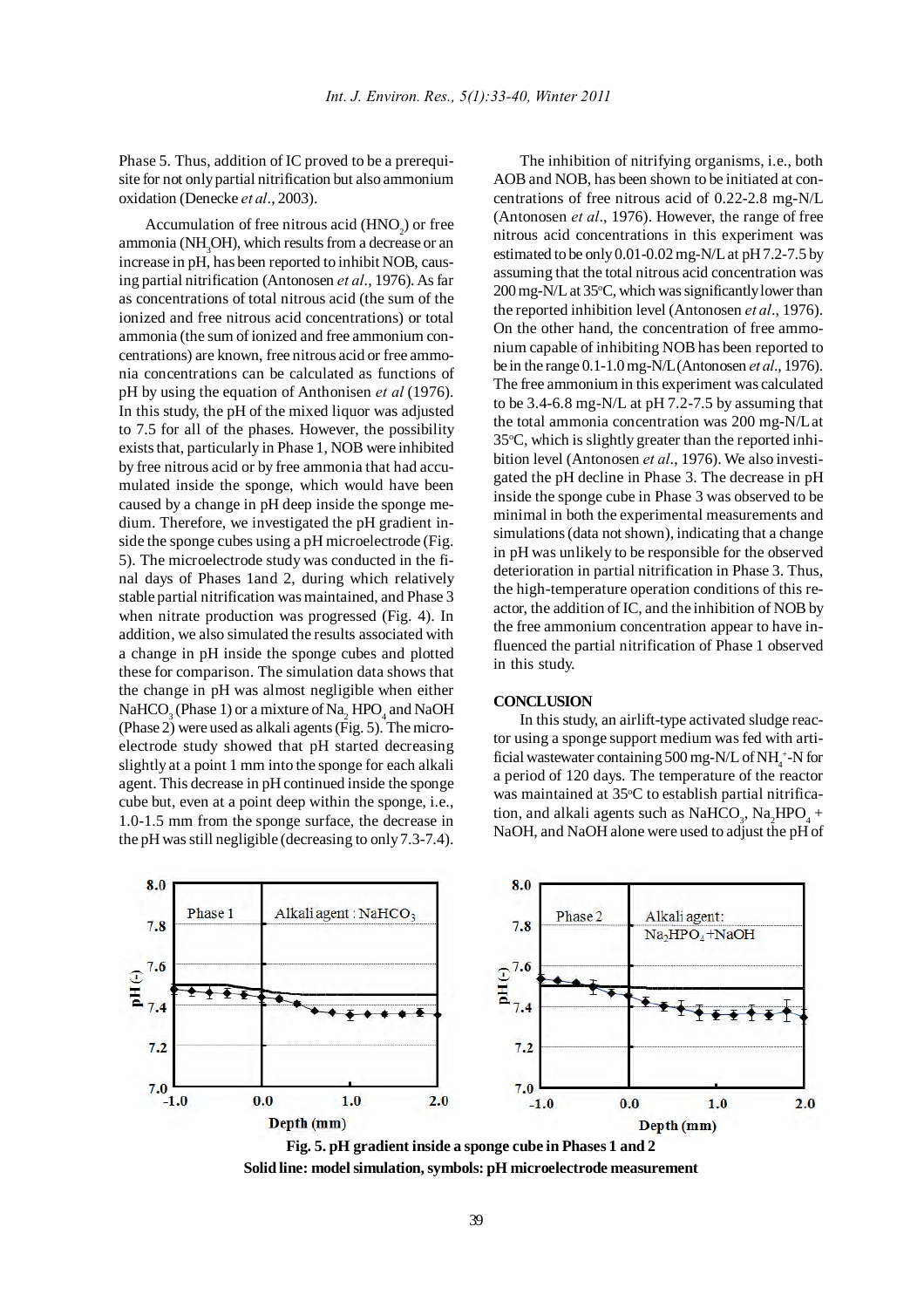Phase 5. Thus, addition of IC proved to be a prerequisite for not only partial nitrification but also ammonium oxidation (Denecke *et al*., 2003).

Accumulation of free nitrous acid ($HNO_2$) or free ammonia ($NH_3OH$), which results from a decrease or an increase in pH, has been reported to inhibit NOB, causing partial nitrification (Antonosen *et al*., 1976). As far as concentrations of total nitrous acid (the sum of the ionized and free nitrous acid concentrations) or total ammonia (the sum of ionized and free ammonium concentrations) are known, free nitrous acid or free ammonia concentrations can be calculated as functions of pH by using the equation of Anthonisen *et al* (1976). In this study, the pH of the mixed liquor was adjusted to 7.5 for all of the phases. However, the possibility exists that, particularly in Phase 1, NOB were inhibited by free nitrous acid or by free ammonia that had accumulated inside the sponge, which would have been caused by a change in pH deep inside the sponge medium. Therefore, we investigated the pH gradient inside the sponge cubes using a pH microelectrode (Fig. 5). The microelectrode study was conducted in the final days of Phases 1and 2, during which relatively stable partial nitrification was maintained, and Phase 3 when nitrate production was progressed (Fig. 4). In addition, we also simulated the results associated with a change in pH inside the sponge cubes and plotted these for comparison. The simulation data shows that the change in pH was almost negligible when either $NaHCO_3$ (Phase 1) or a mixture of $Na_2HPO_4$ and NaOH (Phase 2) were used as alkali agents (Fig. 5). The microelectrode study showed that pH started decreasing slightly at a point 1 mm into the sponge for each alkali agent. This decrease in pH continued inside the sponge cube but, even at a point deep within the sponge, i.e., 1.0-1.5 mm from the sponge surface, the decrease in the pH was still negligible (decreasing to only 7.3-7.4).

The inhibition of nitrifying organisms, i.e., both AOB and NOB, has been shown to be initiated at concentrations of free nitrous acid of 0.22-2.8 mg-N/L (Antonosen *et al*., 1976). However, the range of free nitrous acid concentrations in this experiment was estimated to be only 0.01-0.02 mg-N/L at pH 7.2-7.5 by assuming that the total nitrous acid concentration was 200 mg-N/L at 35°C, which was significantly lower than the reported inhibition level (Antonosen *et al*., 1976). On the other hand, the concentration of free ammonium capable of inhibiting NOB has been reported to be in the range 0.1-1.0 mg-N/L (Antonosen *et al*., 1976). The free ammonium in this experiment was calculated to be 3.4-6.8 mg-N/L at pH 7.2-7.5 by assuming that the total ammonia concentration was 200 mg-N/L at 35°C, which is slightly greater than the reported inhibition level (Antonosen *et al*., 1976). We also investigated the pH decline in Phase 3. The decrease in pH inside the sponge cube in Phase 3 was observed to be minimal in both the experimental measurements and simulations (data not shown), indicating that a change in pH was unlikely to be responsible for the observed deterioration in partial nitrification in Phase 3. Thus, the high-temperature operation conditions of this reactor, the addition of IC, and the inhibition of NOB by the free ammonium concentration appear to have influenced the partial nitrification of Phase 1 observed in this study.

## CONCLUSION

In this study, an airlift-type activated sludge reactor using a sponge support medium was fed with artificial wastewater containing 500 mg-N/L of $NH_4^+$-N for a period of 120 days. The temperature of the reactor was maintained at 35°C to establish partial nitrification, and alkali agents such as $NaHCO_3$, $Na_2HPO_4$ + NaOH, and NaOH alone were used to adjust the pH of

**Fig. 5. pH gradient inside a sponge cube in Phases 1 and 2**
**Solid line: model simulation, symbols: pH microelectrode measurement**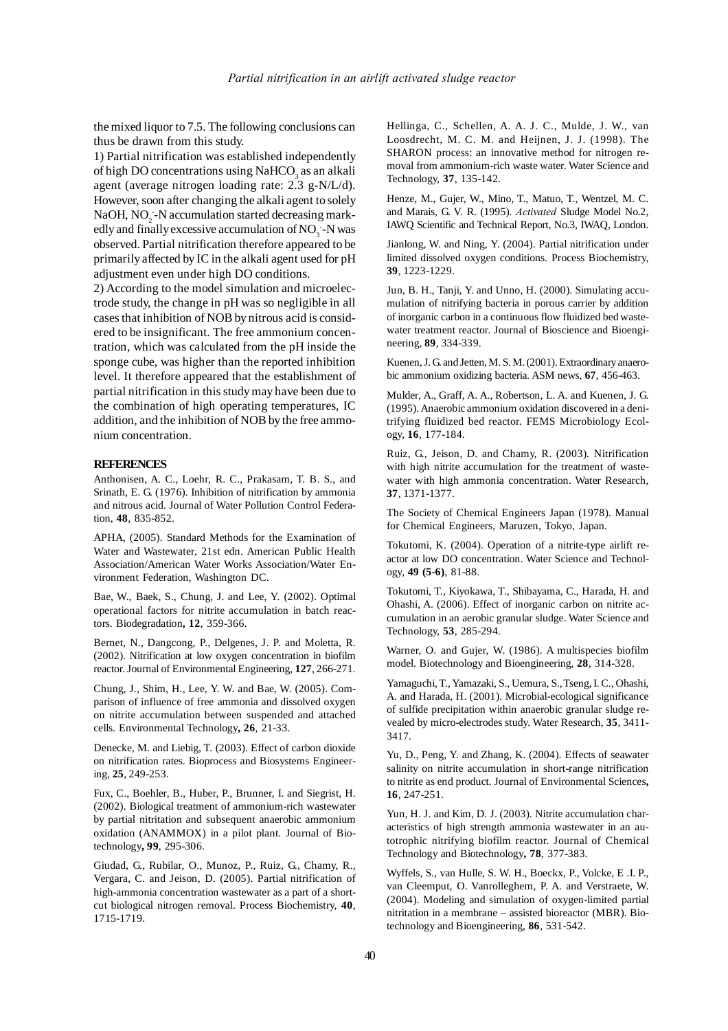the mixed liquor to 7.5. The following conclusions can thus be drawn from this study.

1) Partial nitrification was established independently of high DO concentrations using $NaHCO_3$ as an alkali agent (average nitrogen loading rate: 2.3 g-N/L/d). However, soon after changing the alkali agent to solely NaOH, $NO_2^-$-N accumulation started decreasing markedly and finally excessive accumulation of $NO_3^-$-N was observed. Partial nitrification therefore appeared to be primarily affected by IC in the alkali agent used for pH adjustment even under high DO conditions.

2) According to the model simulation and microelectrode study, the change in pH was so negligible in all cases that inhibition of NOB by nitrous acid is considered to be insignificant. The free ammonium concentration, which was calculated from the pH inside the sponge cube, was higher than the reported inhibition level. It therefore appeared that the establishment of partial nitrification in this study may have been due to the combination of high operating temperatures, IC addition, and the inhibition of NOB by the free ammonium concentration.

## REFERENCES

Anthonisen, A. C., Loehr, R. C., Prakasam, T. B. S., and Srinath, E. G. (1976). Inhibition of nitrification by ammonia and nitrous acid. Journal of Water Pollution Control Federation, **48**, 835-852.

APHA, (2005). Standard Methods for the Examination of Water and Wastewater, 21st edn. American Public Health Association/American Water Works Association/Water Environment Federation, Washington DC.

Bae, W., Baek, S., Chung, J. and Lee, Y. (2002). Optimal operational factors for nitrite accumulation in batch reactors. Biodegradation**, 12**, 359-366.

Bernet, N., Dangcong, P., Delgenes, J. P. and Moletta, R. (2002). Nitrification at low oxygen concentration in biofilm reactor. Journal of Environmental Engineering, **127**, 266-271.

Chung, J., Shim, H., Lee, Y. W. and Bae, W. (2005). Comparison of influence of free ammonia and dissolved oxygen on nitrite accumulation between suspended and attached cells. Environmental Technology**, 26**, 21-33.

Denecke, M. and Liebig, T. (2003). Effect of carbon dioxide on nitrification rates. Bioprocess and Biosystems Engineering, **25**, 249-253.

Fux, C., Boehler, B., Huber, P., Brunner, I. and Siegrist, H. (2002). Biological treatment of ammonium-rich wastewater by partial nitritation and subsequent anaerobic ammonium oxidation (ANAMMOX) in a pilot plant. Journal of Biotechnology**, 99**, 295-306.

Giudad, G., Rubilar, O., Munoz, P., Ruiz, G., Chamy, R., Vergara, C. and Jeison, D. (2005). Partial nitrification of high-ammonia concentration wastewater as a part of a shortcut biological nitrogen removal. Process Biochemistry, **40**, 1715-1719.

Hellinga, C., Schellen, A. A. J. C., Mulde, J. W., van Loosdrecht, M. C. M. and Heijnen, J. J. (1998). The SHARON process: an innovative method for nitrogen removal from ammonium-rich waste water. Water Science and Technology, **37**, 135-142.

Henze, M., Gujer, W., Mino, T., Matuo, T., Wentzel, M. C. and Marais, G. V. R. (1995). *Activated* Sludge Model No.2, IAWQ Scientific and Technical Report, No.3, IWAQ, London.

Jianlong, W. and Ning, Y. (2004). Partial nitrification under limited dissolved oxygen conditions. Process Biochemistry, **39**, 1223-1229.

Jun, B. H., Tanji, Y. and Unno, H. (2000). Simulating accumulation of nitrifying bacteria in porous carrier by addition of inorganic carbon in a continuous flow fluidized bed wastewater treatment reactor. Journal of Bioscience and Bioengineering, **89**, 334-339.

Kuenen, J. G. and Jetten, M. S. M. (2001). Extraordinary anaerobic ammonium oxidizing bacteria. ASM news, **67**, 456-463.

Mulder, A., Graff, A. A., Robertson, L. A. and Kuenen, J. G. (1995). Anaerobic ammonium oxidation discovered in a denitrifying fluidized bed reactor. FEMS Microbiology Ecology, **16**, 177-184.

Ruiz, G., Jeison, D. and Chamy, R. (2003). Nitrification with high nitrite accumulation for the treatment of wastewater with high ammonia concentration. Water Research, **37**, 1371-1377.

The Society of Chemical Engineers Japan (1978). Manual for Chemical Engineers, Maruzen, Tokyo, Japan.

Tokutomi, K. (2004). Operation of a nitrite-type airlift reactor at low DO concentration. Water Science and Technology, **49 (5-6)**, 81-88.

Tokutomi, T., Kiyokawa, T., Shibayama, C., Harada, H. and Ohashi, A. (2006). Effect of inorganic carbon on nitrite accumulation in an aerobic granular sludge. Water Science and Technology, **53**, 285-294.

Warner, O. and Gujer, W. (1986). A multispecies biofilm model. Biotechnology and Bioengineering, **28**, 314-328.

Yamaguchi, T., Yamazaki, S., Uemura, S., Tseng, I. C., Ohashi, A. and Harada, H. (2001). Microbial-ecological significance of sulfide precipitation within anaerobic granular sludge revealed by micro-electrodes study. Water Research, **35**, 3411-3417.

Yu, D., Peng, Y. and Zhang, K. (2004). Effects of seawater salinity on nitrite accumulation in short-range nitrification to nitrite as end product. Journal of Environmental Sciences**, 16**, 247-251.

Yun, H. J. and Kim, D. J. (2003). Nitrite accumulation characteristics of high strength ammonia wastewater in an autotrophic nitrifying biofilm reactor. Journal of Chemical Technology and Biotechnology**, 78**, 377-383.

Wyffels, S., van Hulle, S. W. H., Boeckx, P., Volcke, E .I. P., van Cleemput, O. Vanrolleghem, P. A. and Verstraete, W. (2004). Modeling and simulation of oxygen-limited partial nitritation in a membrane – assisted bioreactor (MBR). Biotechnology and Bioengineering, **86**, 531-542.